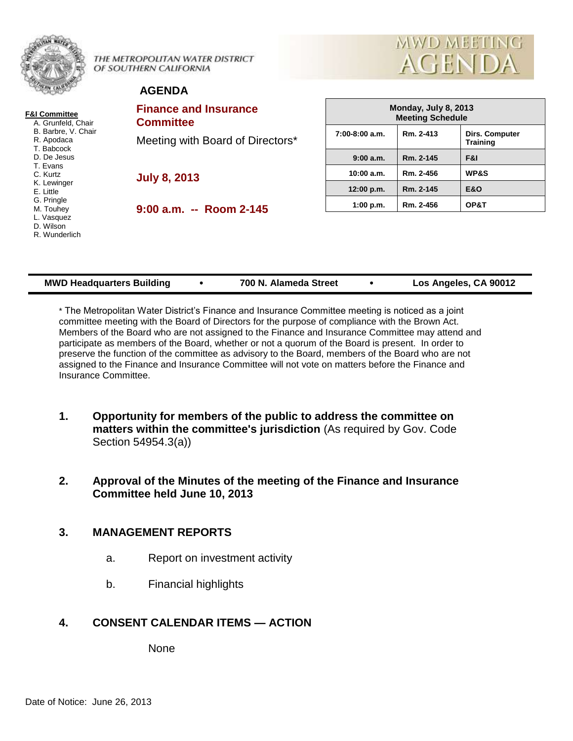THE METROPOLITAN WATER DISTRICT OF SOUTHERN CALIFORNIA

MWD MEETING AGENDA

## AGENDA

**F&I Committee**
- A. Grunfeld, Chair
- B. Barbre, V. Chair
- R. Apodaca
- T. Babcock
- D. De Jesus
- T. Evans
- C. Kurtz
- K. Lewinger
- E. Little
- G. Pringle
- M. Touhey
- L. Vasquez
- D. Wilson
- R. Wunderlich

# Finance and Insurance Committee

Meeting with Board of Directors*

**July 8, 2013**

**9:00 a.m. -- Room 2-145**

| Monday, July 8, 2013 Meeting Schedule | | |
|---|---|---|
| 7:00-8:00 a.m. | Rm. 2-413 | Dirs. Computer Training |
| 9:00 a.m. | Rm. 2-145 | F&I |
| 10:00 a.m. | Rm. 2-456 | WP&S |
| 12:00 p.m. | Rm. 2-145 | E&O |
| 1:00 p.m. | Rm. 2-456 | OP&T |

**MWD Headquarters Building • 700 N. Alameda Street • Los Angeles, CA 90012**

* The Metropolitan Water District's Finance and Insurance Committee meeting is noticed as a joint committee meeting with the Board of Directors for the purpose of compliance with the Brown Act. Members of the Board who are not assigned to the Finance and Insurance Committee may attend and participate as members of the Board, whether or not a quorum of the Board is present. In order to preserve the function of the committee as advisory to the Board, members of the Board who are not assigned to the Finance and Insurance Committee will not vote on matters before the Finance and Insurance Committee.

**1. Opportunity for members of the public to address the committee on matters within the committee's jurisdiction** (As required by Gov. Code Section 54954.3(a))

**2. Approval of the Minutes of the meeting of the Finance and Insurance Committee held June 10, 2013**

**3. MANAGEMENT REPORTS**

a. Report on investment activity

b. Financial highlights

**4. CONSENT CALENDAR ITEMS — ACTION**

None

Date of Notice: June 26, 2013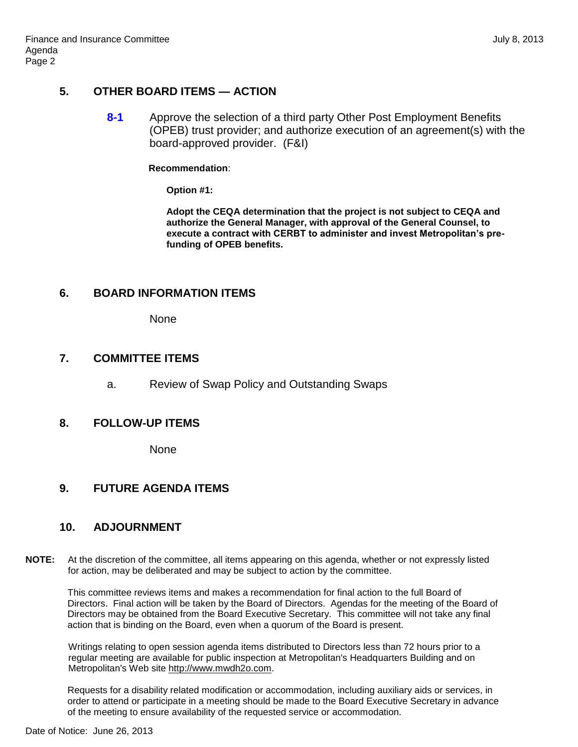## 5. OTHER BOARD ITEMS — ACTION

**8-1** Approve the selection of a third party Other Post Employment Benefits (OPEB) trust provider; and authorize execution of an agreement(s) with the board-approved provider. (F&I)

**Recommendation**:

**Option #1:**

**Adopt the CEQA determination that the project is not subject to CEQA and authorize the General Manager, with approval of the General Counsel, to execute a contract with CERBT to administer and invest Metropolitan's pre-funding of OPEB benefits.**

## 6. BOARD INFORMATION ITEMS

None

## 7. COMMITTEE ITEMS

a. Review of Swap Policy and Outstanding Swaps

## 8. FOLLOW-UP ITEMS

None

## 9. FUTURE AGENDA ITEMS

## 10. ADJOURNMENT

**NOTE:** At the discretion of the committee, all items appearing on this agenda, whether or not expressly listed for action, may be deliberated and may be subject to action by the committee.

This committee reviews items and makes a recommendation for final action to the full Board of Directors. Final action will be taken by the Board of Directors. Agendas for the meeting of the Board of Directors may be obtained from the Board Executive Secretary. This committee will not take any final action that is binding on the Board, even when a quorum of the Board is present.

Writings relating to open session agenda items distributed to Directors less than 72 hours prior to a regular meeting are available for public inspection at Metropolitan's Headquarters Building and on Metropolitan's Web site http://www.mwdh2o.com.

Requests for a disability related modification or accommodation, including auxiliary aids or services, in order to attend or participate in a meeting should be made to the Board Executive Secretary in advance of the meeting to ensure availability of the requested service or accommodation.

Date of Notice: June 26, 2013